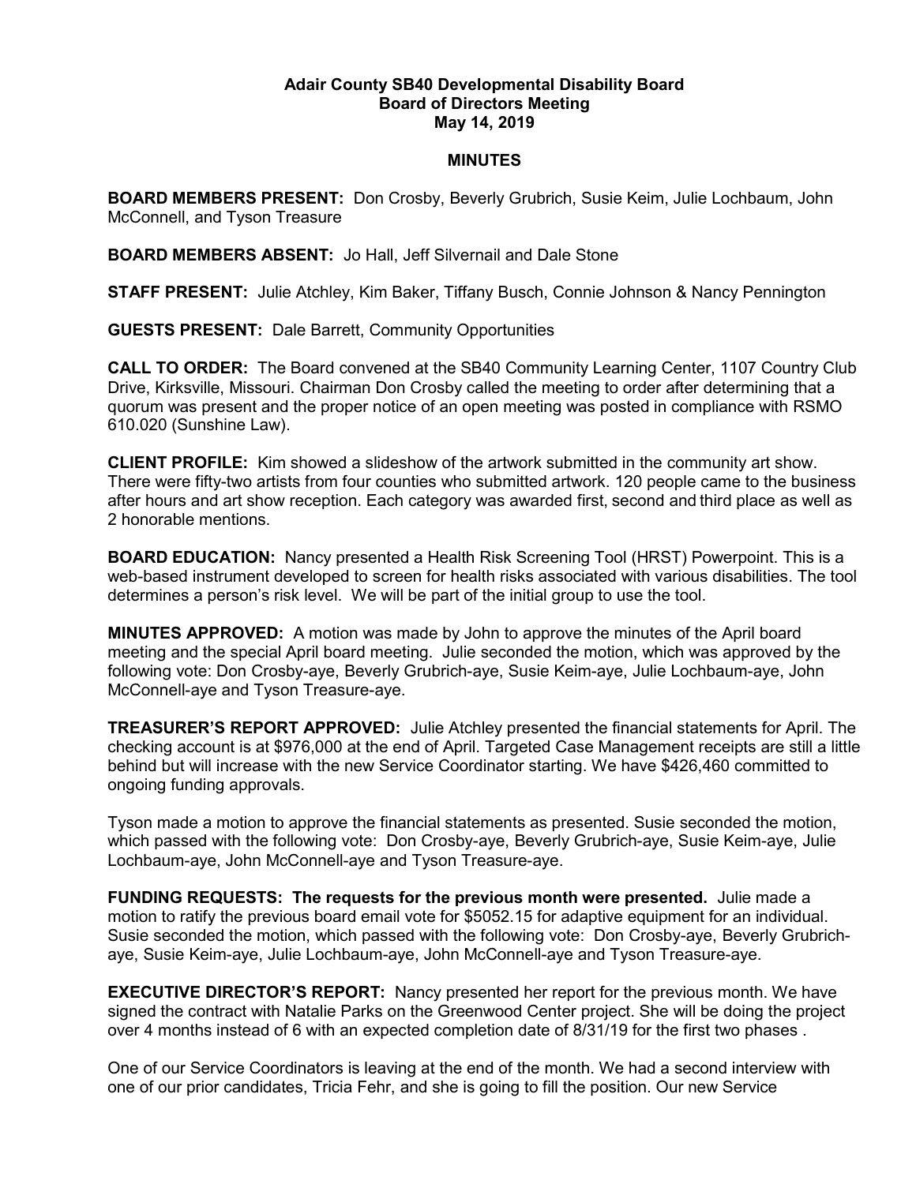**Adair County SB40 Developmental Disability Board**
**Board of Directors Meeting**
**May 14, 2019**

**MINUTES**

**BOARD MEMBERS PRESENT:** Don Crosby, Beverly Grubrich, Susie Keim, Julie Lochbaum, John McConnell, and Tyson Treasure

**BOARD MEMBERS ABSENT:** Jo Hall, Jeff Silvernail and Dale Stone

**STAFF PRESENT:** Julie Atchley, Kim Baker, Tiffany Busch, Connie Johnson & Nancy Pennington

**GUESTS PRESENT:** Dale Barrett, Community Opportunities

**CALL TO ORDER:** The Board convened at the SB40 Community Learning Center, 1107 Country Club Drive, Kirksville, Missouri. Chairman Don Crosby called the meeting to order after determining that a quorum was present and the proper notice of an open meeting was posted in compliance with RSMO 610.020 (Sunshine Law).

**CLIENT PROFILE:** Kim showed a slideshow of the artwork submitted in the community art show. There were fifty-two artists from four counties who submitted artwork. 120 people came to the business after hours and art show reception. Each category was awarded first, second and third place as well as 2 honorable mentions.

**BOARD EDUCATION:** Nancy presented a Health Risk Screening Tool (HRST) Powerpoint. This is a web-based instrument developed to screen for health risks associated with various disabilities. The tool determines a person's risk level. We will be part of the initial group to use the tool.

**MINUTES APPROVED:** A motion was made by John to approve the minutes of the April board meeting and the special April board meeting. Julie seconded the motion, which was approved by the following vote: Don Crosby-aye, Beverly Grubrich-aye, Susie Keim-aye, Julie Lochbaum-aye, John McConnell-aye and Tyson Treasure-aye.

**TREASURER'S REPORT APPROVED:** Julie Atchley presented the financial statements for April. The checking account is at $976,000 at the end of April. Targeted Case Management receipts are still a little behind but will increase with the new Service Coordinator starting. We have $426,460 committed to ongoing funding approvals.

Tyson made a motion to approve the financial statements as presented. Susie seconded the motion, which passed with the following vote: Don Crosby-aye, Beverly Grubrich-aye, Susie Keim-aye, Julie Lochbaum-aye, John McConnell-aye and Tyson Treasure-aye.

**FUNDING REQUESTS: The requests for the previous month were presented.** Julie made a motion to ratify the previous board email vote for $5052.15 for adaptive equipment for an individual. Susie seconded the motion, which passed with the following vote: Don Crosby-aye, Beverly Grubrich-aye, Susie Keim-aye, Julie Lochbaum-aye, John McConnell-aye and Tyson Treasure-aye.

**EXECUTIVE DIRECTOR'S REPORT:** Nancy presented her report for the previous month. We have signed the contract with Natalie Parks on the Greenwood Center project. She will be doing the project over 4 months instead of 6 with an expected completion date of 8/31/19 for the first two phases .

One of our Service Coordinators is leaving at the end of the month. We had a second interview with one of our prior candidates, Tricia Fehr, and she is going to fill the position. Our new Service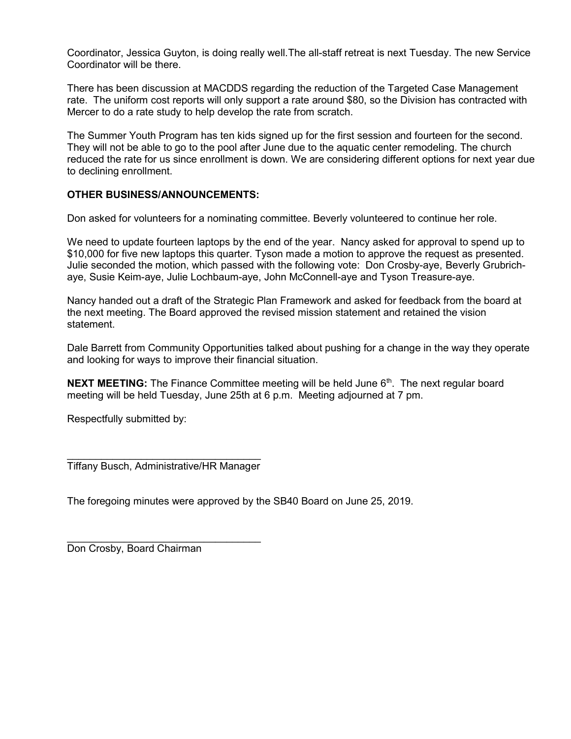Coordinator, Jessica Guyton, is doing really well.The all-staff retreat is next Tuesday. The new Service Coordinator will be there.

There has been discussion at MACDDS regarding the reduction of the Targeted Case Management rate. The uniform cost reports will only support a rate around $80, so the Division has contracted with Mercer to do a rate study to help develop the rate from scratch.

The Summer Youth Program has ten kids signed up for the first session and fourteen for the second. They will not be able to go to the pool after June due to the aquatic center remodeling. The church reduced the rate for us since enrollment is down. We are considering different options for next year due to declining enrollment.

**OTHER BUSINESS/ANNOUNCEMENTS:**

Don asked for volunteers for a nominating committee. Beverly volunteered to continue her role.

We need to update fourteen laptops by the end of the year. Nancy asked for approval to spend up to $10,000 for five new laptops this quarter. Tyson made a motion to approve the request as presented. Julie seconded the motion, which passed with the following vote: Don Crosby-aye, Beverly Grubrich-aye, Susie Keim-aye, Julie Lochbaum-aye, John McConnell-aye and Tyson Treasure-aye.

Nancy handed out a draft of the Strategic Plan Framework and asked for feedback from the board at the next meeting. The Board approved the revised mission statement and retained the vision statement.

Dale Barrett from Community Opportunities talked about pushing for a change in the way they operate and looking for ways to improve their financial situation.

**NEXT MEETING:** The Finance Committee meeting will be held June 6th. The next regular board meeting will be held Tuesday, June 25th at 6 p.m. Meeting adjourned at 7 pm.

Respectfully submitted by:

\_\_\_\_\_\_\_\_\_\_\_\_\_\_\_\_\_\_\_\_\_\_\_\_\_\_\_\_\_\_\_\_\_\_\_\_
Tiffany Busch, Administrative/HR Manager

The foregoing minutes were approved by the SB40 Board on June 25, 2019.

\_\_\_\_\_\_\_\_\_\_\_\_\_\_\_\_\_\_\_\_\_\_\_\_\_\_\_\_\_\_\_\_\_\_\_\_
Don Crosby, Board Chairman